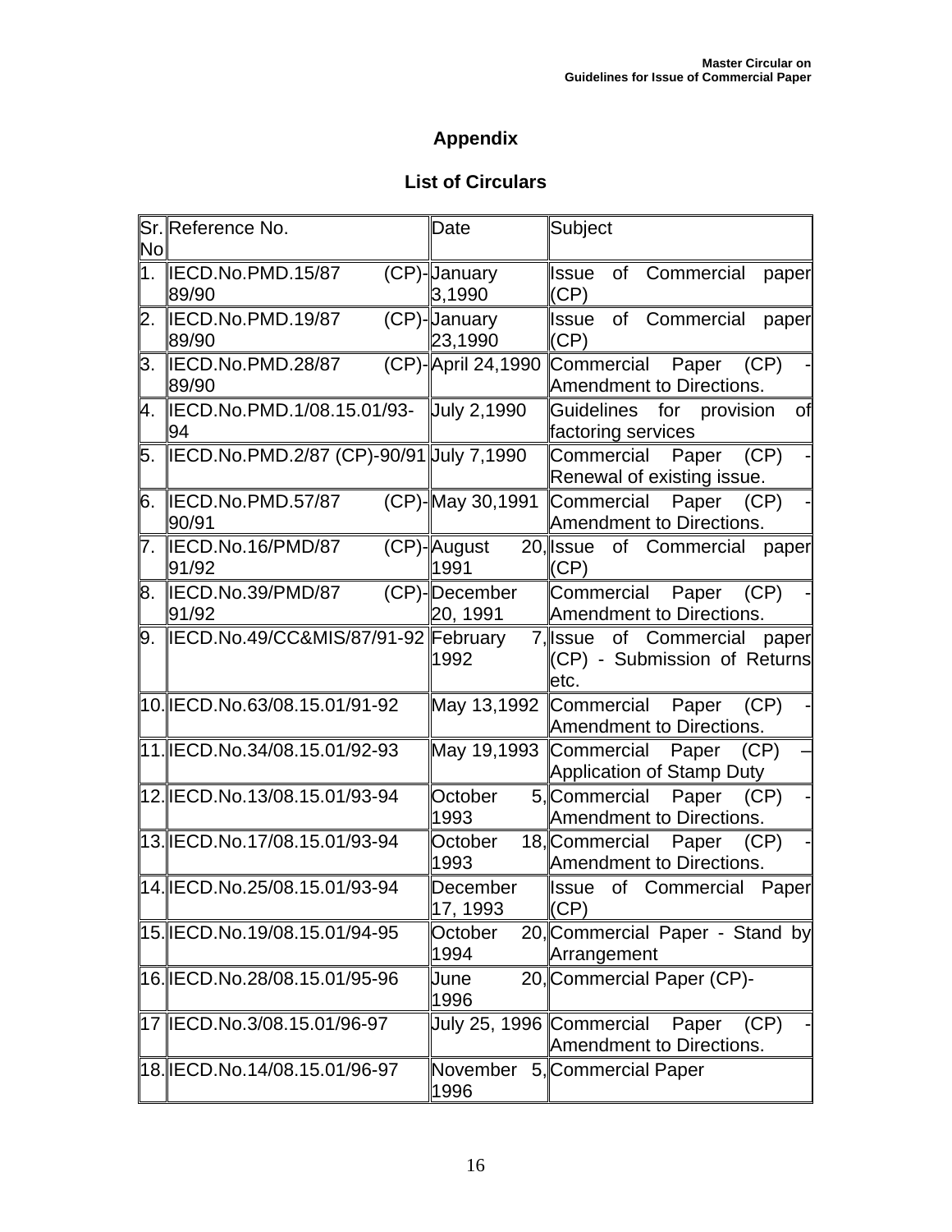# Appendix

## List of Circulars

| Sr. No | Reference No. | Date | Subject |
|---|---|---|---|
| 1. | IECD.No.PMD.15/87 (CP)-89/90 | January 3,1990 | Issue of Commercial paper (CP) |
| 2. | IECD.No.PMD.19/87 (CP)-89/90 | January 23,1990 | Issue of Commercial paper (CP) |
| 3. | IECD.No.PMD.28/87 (CP)-89/90 | April 24,1990 | Commercial Paper (CP) - Amendment to Directions. |
| 4. | IECD.No.PMD.1/08.15.01/93-94 | July 2,1990 | Guidelines for provision of factoring services |
| 5. | IECD.No.PMD.2/87 (CP)-90/91 | July 7,1990 | Commercial Paper (CP) - Renewal of existing issue. |
| 6. | IECD.No.PMD.57/87 (CP)-90/91 | May 30,1991 | Commercial Paper (CP) - Amendment to Directions. |
| 7. | IECD.No.16/PMD/87 (CP)-91/92 | August 20, 1991 | Issue of Commercial paper (CP) |
| 8. | IECD.No.39/PMD/87 (CP)-91/92 | December 20, 1991 | Commercial Paper (CP) - Amendment to Directions. |
| 9. | IECD.No.49/CC&MIS/87/91-92 | February 7, 1992 | Issue of Commercial paper (CP) - Submission of Returns etc. |
| 10. | IECD.No.63/08.15.01/91-92 | May 13,1992 | Commercial Paper (CP) - Amendment to Directions. |
| 11. | IECD.No.34/08.15.01/92-93 | May 19,1993 | Commercial Paper (CP) – Application of Stamp Duty |
| 12. | IECD.No.13/08.15.01/93-94 | October 5, 1993 | Commercial Paper (CP) - Amendment to Directions. |
| 13. | IECD.No.17/08.15.01/93-94 | October 18, 1993 | Commercial Paper (CP) - Amendment to Directions. |
| 14. | IECD.No.25/08.15.01/93-94 | December 17, 1993 | Issue of Commercial Paper (CP) |
| 15. | IECD.No.19/08.15.01/94-95 | October 20, 1994 | Commercial Paper - Stand by Arrangement |
| 16. | IECD.No.28/08.15.01/95-96 | June 20, 1996 | Commercial Paper (CP)- |
| 17 | IECD.No.3/08.15.01/96-97 | July 25, 1996 | Commercial Paper (CP) - Amendment to Directions. |
| 18. | IECD.No.14/08.15.01/96-97 | November 5, 1996 | Commercial Paper |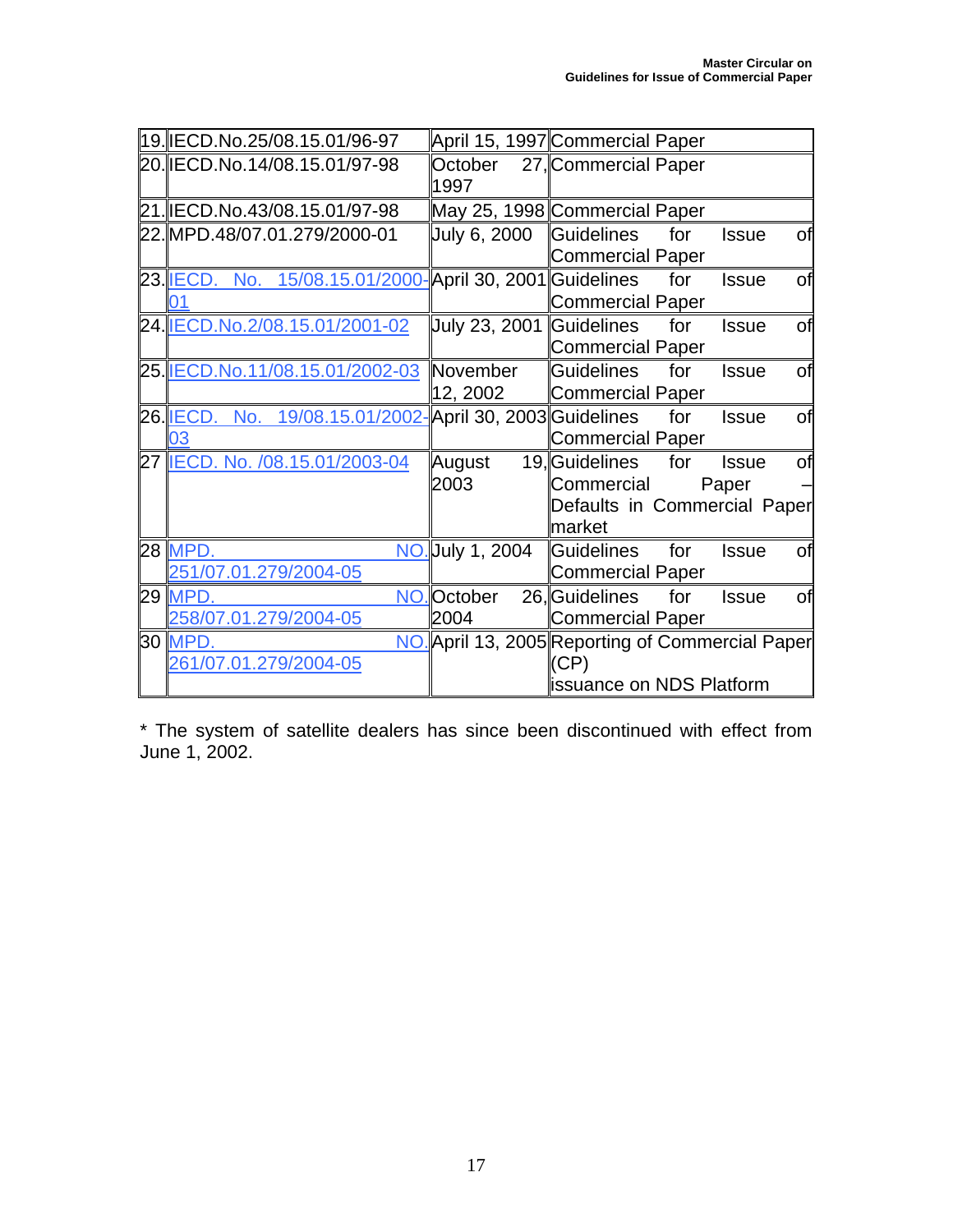| | | | |
|---|---|---|---|
| 19. | IECD.No.25/08.15.01/96-97 | April 15, 1997 | Commercial Paper |
| 20. | IECD.No.14/08.15.01/97-98 | October 27, 1997 | Commercial Paper |
| 21. | IECD.No.43/08.15.01/97-98 | May 25, 1998 | Commercial Paper |
| 22. | MPD.48/07.01.279/2000-01 | July 6, 2000 | Guidelines for Issue of Commercial Paper |
| 23. | IECD. No. 15/08.15.01/2000-01 | April 30, 2001 | Guidelines for Issue of Commercial Paper |
| 24. | IECD.No.2/08.15.01/2001-02 | July 23, 2001 | Guidelines for Issue of Commercial Paper |
| 25. | IECD.No.11/08.15.01/2002-03 | November 12, 2002 | Guidelines for Issue of Commercial Paper |
| 26. | IECD. No. 19/08.15.01/2002-03 | April 30, 2003 | Guidelines for Issue of Commercial Paper |
| 27 | IECD. No. /08.15.01/2003-04 | August 19, 2003 | Guidelines for Issue of Commercial Paper – Defaults in Commercial Paper market |
| 28 | MPD. NO. 251/07.01.279/2004-05 | July 1, 2004 | Guidelines for Issue of Commercial Paper |
| 29 | MPD. NO. 258/07.01.279/2004-05 | October 26, 2004 | Guidelines for Issue of Commercial Paper |
| 30 | MPD. NO. 261/07.01.279/2004-05 | April 13, 2005 | Reporting of Commercial Paper (CP) issuance on NDS Platform |

* The system of satellite dealers has since been discontinued with effect from June 1, 2002.